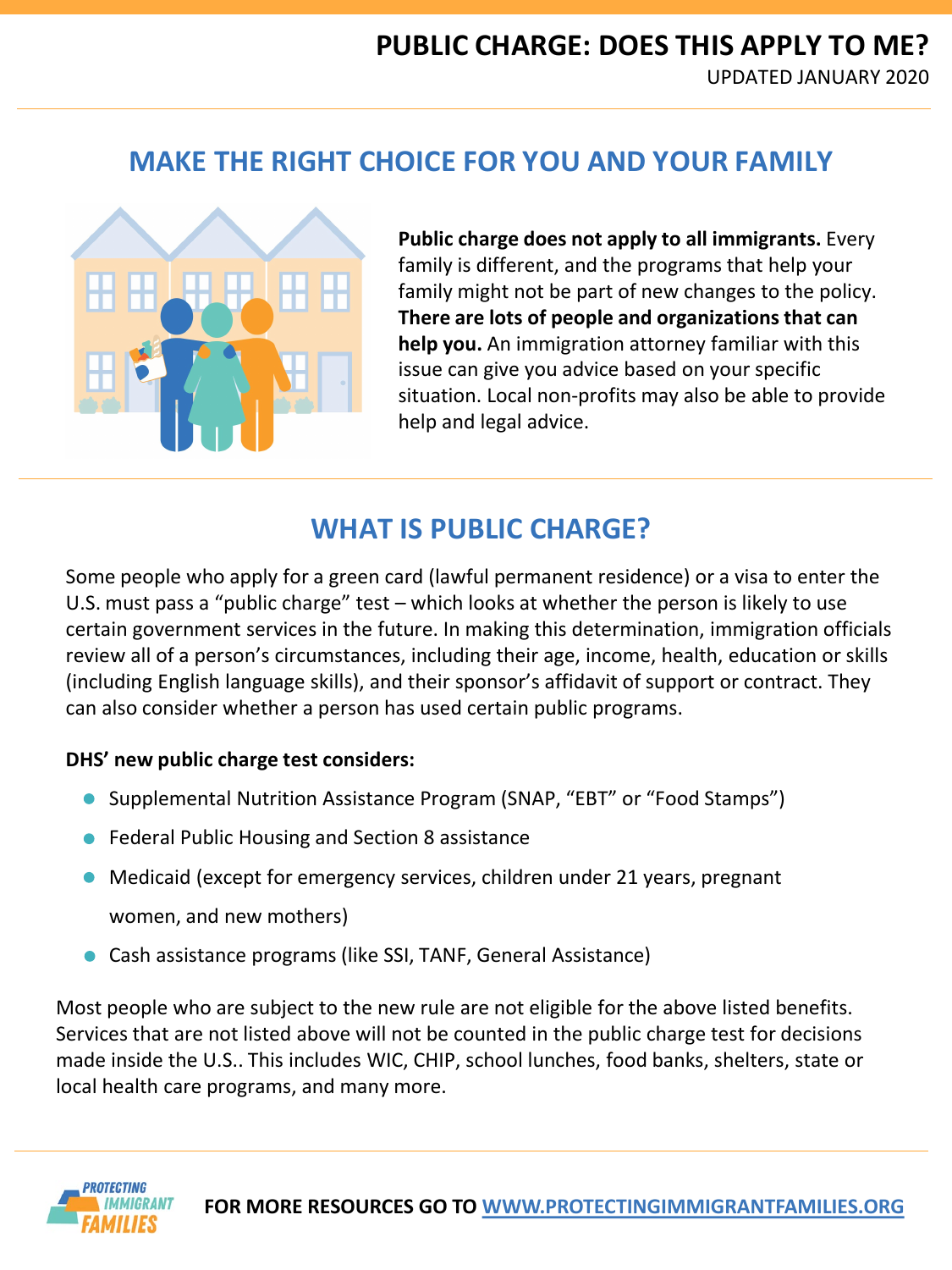# PUBLIC CHARGE: DOES THIS APPLY TO ME?

UPDATED JANUARY 2020

## MAKE THE RIGHT CHOICE FOR YOU AND YOUR FAMILY

**Public charge does not apply to all immigrants.** Every family is different, and the programs that help your family might not be part of new changes to the policy. **There are lots of people and organizations that can help you.** An immigration attorney familiar with this issue can give you advice based on your specific situation. Local non-profits may also be able to provide help and legal advice.

## WHAT IS PUBLIC CHARGE?

Some people who apply for a green card (lawful permanent residence) or a visa to enter the U.S. must pass a "public charge" test – which looks at whether the person is likely to use certain government services in the future. In making this determination, immigration officials review all of a person's circumstances, including their age, income, health, education or skills (including English language skills), and their sponsor's affidavit of support or contract. They can also consider whether a person has used certain public programs.

**DHS' new public charge test considers:**

- Supplemental Nutrition Assistance Program (SNAP, "EBT" or "Food Stamps")
- Federal Public Housing and Section 8 assistance
- Medicaid (except for emergency services, children under 21 years, pregnant women, and new mothers)
- Cash assistance programs (like SSI, TANF, General Assistance)

Most people who are subject to the new rule are not eligible for the above listed benefits. Services that are not listed above will not be counted in the public charge test for decisions made inside the U.S.. This includes WIC, CHIP, school lunches, food banks, shelters, state or local health care programs, and many more.

PROTECTING IMMIGRANT FAMILIES

**FOR MORE RESOURCES GO TO [WWW.PROTECTINGIMMIGRANTFAMILIES.ORG](http://www.protectingimmigrantfamilies.org)**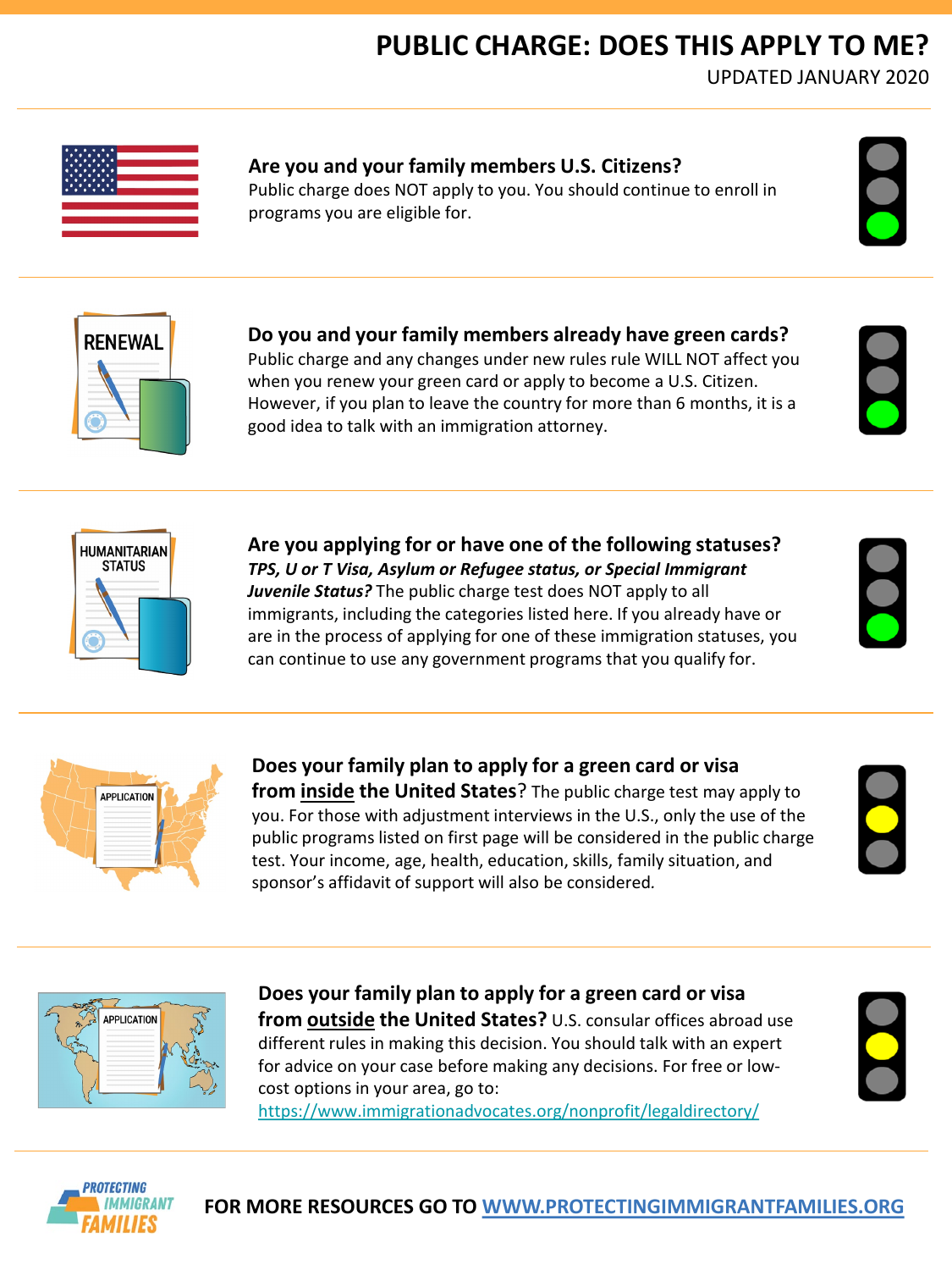# PUBLIC CHARGE: DOES THIS APPLY TO ME?

UPDATED JANUARY 2020

**Are you and your family members U.S. Citizens?**
Public charge does NOT apply to you. You should continue to enroll in programs you are eligible for.

RENEWAL

**Do you and your family members already have green cards?**
Public charge and any changes under new rules rule WILL NOT affect you when you renew your green card or apply to become a U.S. Citizen. However, if you plan to leave the country for more than 6 months, it is a good idea to talk with an immigration attorney.

HUMANITARIAN STATUS

**Are you applying for or have one of the following statuses?**
***TPS, U or T Visa, Asylum or Refugee status, or Special Immigrant Juvenile Status?*** The public charge test does NOT apply to all immigrants, including the categories listed here. If you already have or are in the process of applying for one of these immigration statuses, you can continue to use any government programs that you qualify for.

APPLICATION

**Does your family plan to apply for a green card or visa from <u>inside</u> the United States**? The public charge test may apply to you. For those with adjustment interviews in the U.S., only the use of the public programs listed on first page will be considered in the public charge test. Your income, age, health, education, skills, family situation, and sponsor's affidavit of support will also be considered.

APPLICATION

**Does your family plan to apply for a green card or visa from <u>outside</u> the United States?** U.S. consular offices abroad use different rules in making this decision. You should talk with an expert for advice on your case before making any decisions. For free or low-cost options in your area, go to: https://www.immigrationadvocates.org/nonprofit/legaldirectory/

PROTECTING IMMIGRANT FAMILIES

**FOR MORE RESOURCES GO TO WWW.PROTECTINGIMMIGRANTFAMILIES.ORG**